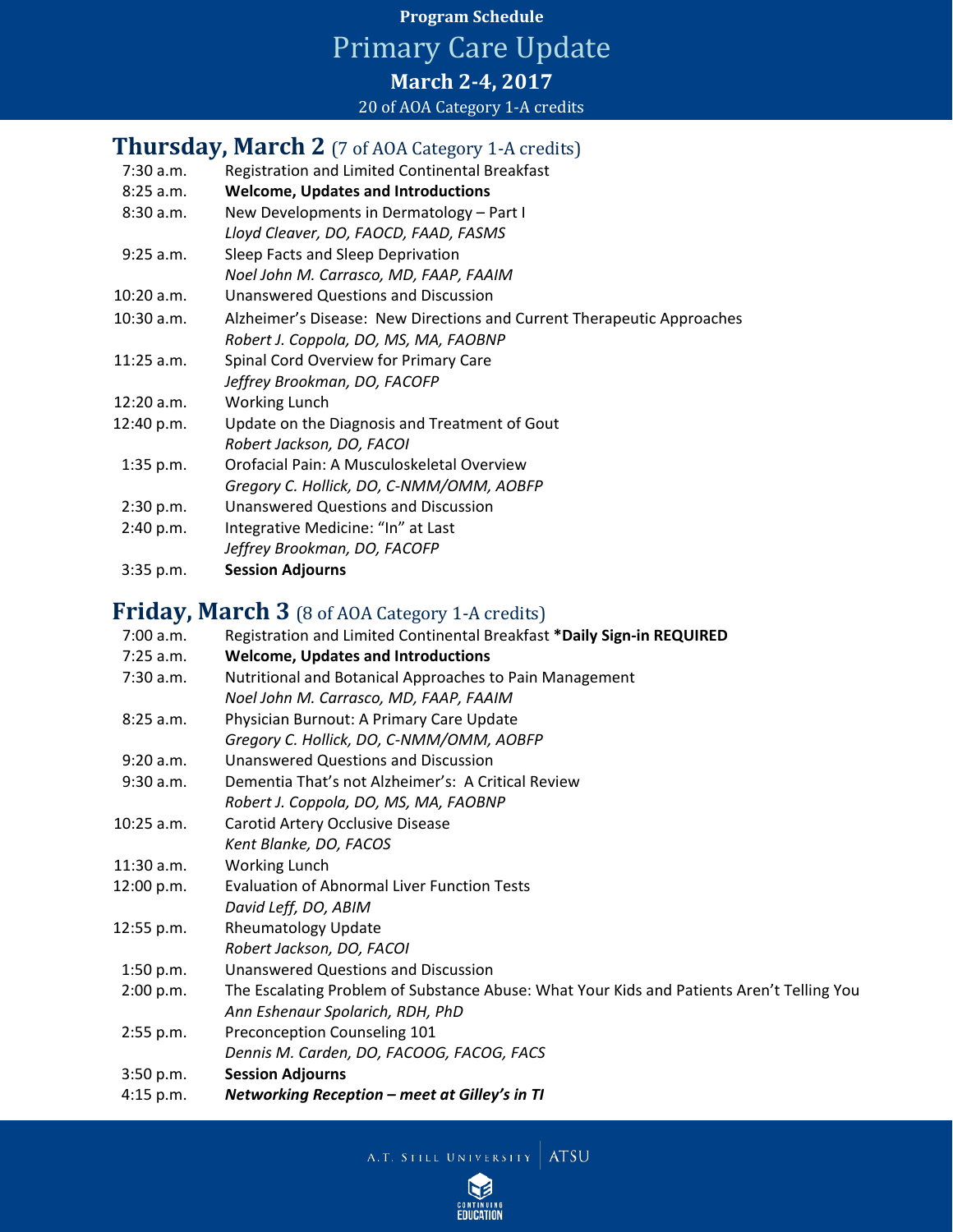**Program Schedule**

# Primary Care Update

**March 2-4, 2017**

20 of AOA Category 1-A credits

## Thursday, March 2 (7 of AOA Category 1-A credits)

| | |
|---|---|
| 7:30 a.m. | Registration and Limited Continental Breakfast |
| 8:25 a.m. | **Welcome, Updates and Introductions** |
| 8:30 a.m. | New Developments in Dermatology – Part I<br>*Lloyd Cleaver, DO, FAOCD, FAAD, FASMS* |
| 9:25 a.m. | Sleep Facts and Sleep Deprivation<br>*Noel John M. Carrasco, MD, FAAP, FAAIM* |
| 10:20 a.m. | Unanswered Questions and Discussion |
| 10:30 a.m. | Alzheimer's Disease: New Directions and Current Therapeutic Approaches<br>*Robert J. Coppola, DO, MS, MA, FAOBNP* |
| 11:25 a.m. | Spinal Cord Overview for Primary Care<br>*Jeffrey Brookman, DO, FACOFP* |
| 12:20 a.m. | Working Lunch |
| 12:40 p.m. | Update on the Diagnosis and Treatment of Gout<br>*Robert Jackson, DO, FACOI* |
| 1:35 p.m. | Orofacial Pain: A Musculoskeletal Overview<br>*Gregory C. Hollick, DO, C-NMM/OMM, AOBFP* |
| 2:30 p.m. | Unanswered Questions and Discussion |
| 2:40 p.m. | Integrative Medicine: "In" at Last<br>*Jeffrey Brookman, DO, FACOFP* |
| 3:35 p.m. | **Session Adjourns** |

## Friday, March 3 (8 of AOA Category 1-A credits)

| | |
|---|---|
| 7:00 a.m. | Registration and Limited Continental Breakfast **\*Daily Sign-in REQUIRED** |
| 7:25 a.m. | **Welcome, Updates and Introductions** |
| 7:30 a.m. | Nutritional and Botanical Approaches to Pain Management<br>*Noel John M. Carrasco, MD, FAAP, FAAIM* |
| 8:25 a.m. | Physician Burnout: A Primary Care Update<br>*Gregory C. Hollick, DO, C-NMM/OMM, AOBFP* |
| 9:20 a.m. | Unanswered Questions and Discussion |
| 9:30 a.m. | Dementia That's not Alzheimer's: A Critical Review<br>*Robert J. Coppola, DO, MS, MA, FAOBNP* |
| 10:25 a.m. | Carotid Artery Occlusive Disease<br>*Kent Blanke, DO, FACOS* |
| 11:30 a.m. | Working Lunch |
| 12:00 p.m. | Evaluation of Abnormal Liver Function Tests<br>*David Leff, DO, ABIM* |
| 12:55 p.m. | Rheumatology Update<br>*Robert Jackson, DO, FACOI* |
| 1:50 p.m. | Unanswered Questions and Discussion |
| 2:00 p.m. | The Escalating Problem of Substance Abuse: What Your Kids and Patients Aren't Telling You<br>*Ann Eshenaur Spolarich, RDH, PhD* |
| 2:55 p.m. | Preconception Counseling 101<br>*Dennis M. Carden, DO, FACOOG, FACOG, FACS* |
| 3:50 p.m. | **Session Adjourns** |
| 4:15 p.m. | ***Networking Reception – meet at Gilley's in TI*** |

A.T. STILL UNIVERSITY | ATSU

CONTINUING EDUCATION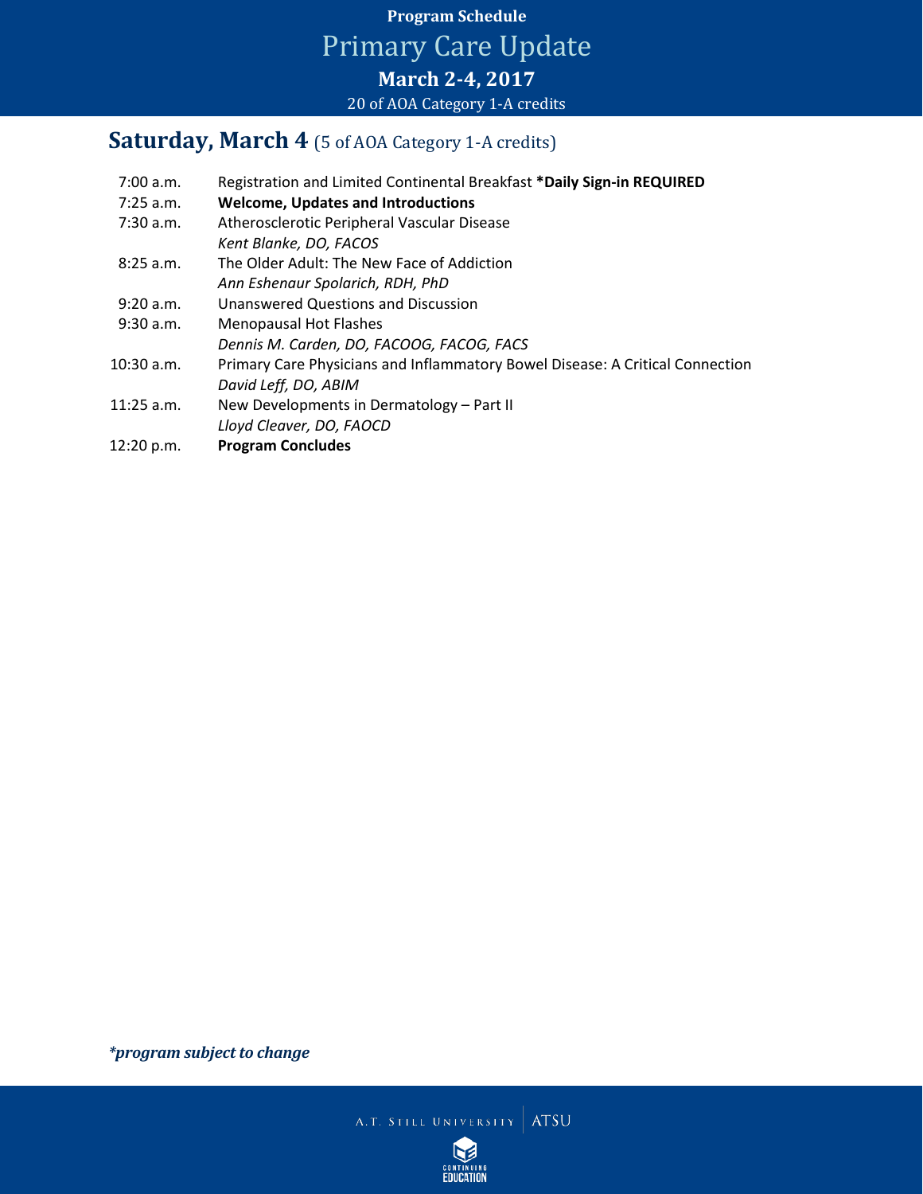**Program Schedule**

# Primary Care Update

**March 2-4, 2017**

20 of AOA Category 1-A credits

## Saturday, March 4 (5 of AOA Category 1-A credits)

| | |
|---|---|
| 7:00 a.m. | Registration and Limited Continental Breakfast **\*Daily Sign-in REQUIRED** |
| 7:25 a.m. | **Welcome, Updates and Introductions** |
| 7:30 a.m. | Atherosclerotic Peripheral Vascular Disease<br>*Kent Blanke, DO, FACOS* |
| 8:25 a.m. | The Older Adult: The New Face of Addiction<br>*Ann Eshenaur Spolarich, RDH, PhD* |
| 9:20 a.m. | Unanswered Questions and Discussion |
| 9:30 a.m. | Menopausal Hot Flashes<br>*Dennis M. Carden, DO, FACOOG, FACOG, FACS* |
| 10:30 a.m. | Primary Care Physicians and Inflammatory Bowel Disease: A Critical Connection<br>*David Leff, DO, ABIM* |
| 11:25 a.m. | New Developments in Dermatology – Part II<br>*Lloyd Cleaver, DO, FAOCD* |
| 12:20 p.m. | **Program Concludes** |

***program subject to change**

A.T. Still University | ATSU

Continuing Education